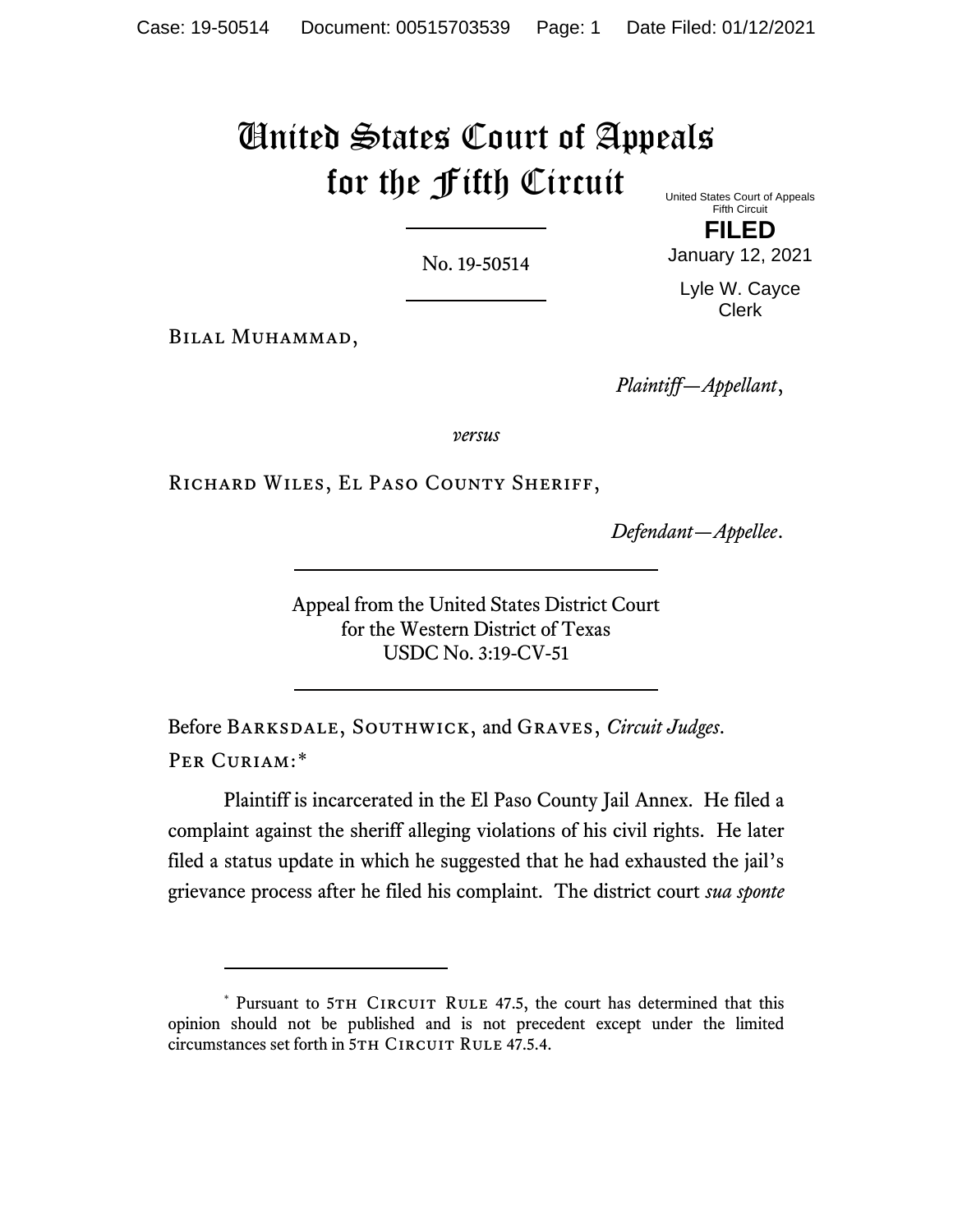# United States Court of Appeals for the Fifth Circuit

United States Court of Appeals
Fifth Circuit

**FILED**

January 12, 2021

Lyle W. Cayce
Clerk

No. 19-50514

---

Bilal Muhammad,

*Plaintiff—Appellant*,

*versus*

Richard Wiles, El Paso County Sheriff,

*Defendant—Appellee*.

---

Appeal from the United States District Court
for the Western District of Texas
USDC No. 3:19-CV-51

---

Before Barksdale, Southwick, and Graves, *Circuit Judges*.

Per Curiam:*

Plaintiff is incarcerated in the El Paso County Jail Annex. He filed a complaint against the sheriff alleging violations of his civil rights. He later filed a status update in which he suggested that he had exhausted the jail's grievance process after he filed his complaint. The district court *sua sponte*

---

\* Pursuant to 5th Circuit Rule 47.5, the court has determined that this opinion should not be published and is not precedent except under the limited circumstances set forth in 5th Circuit Rule 47.5.4.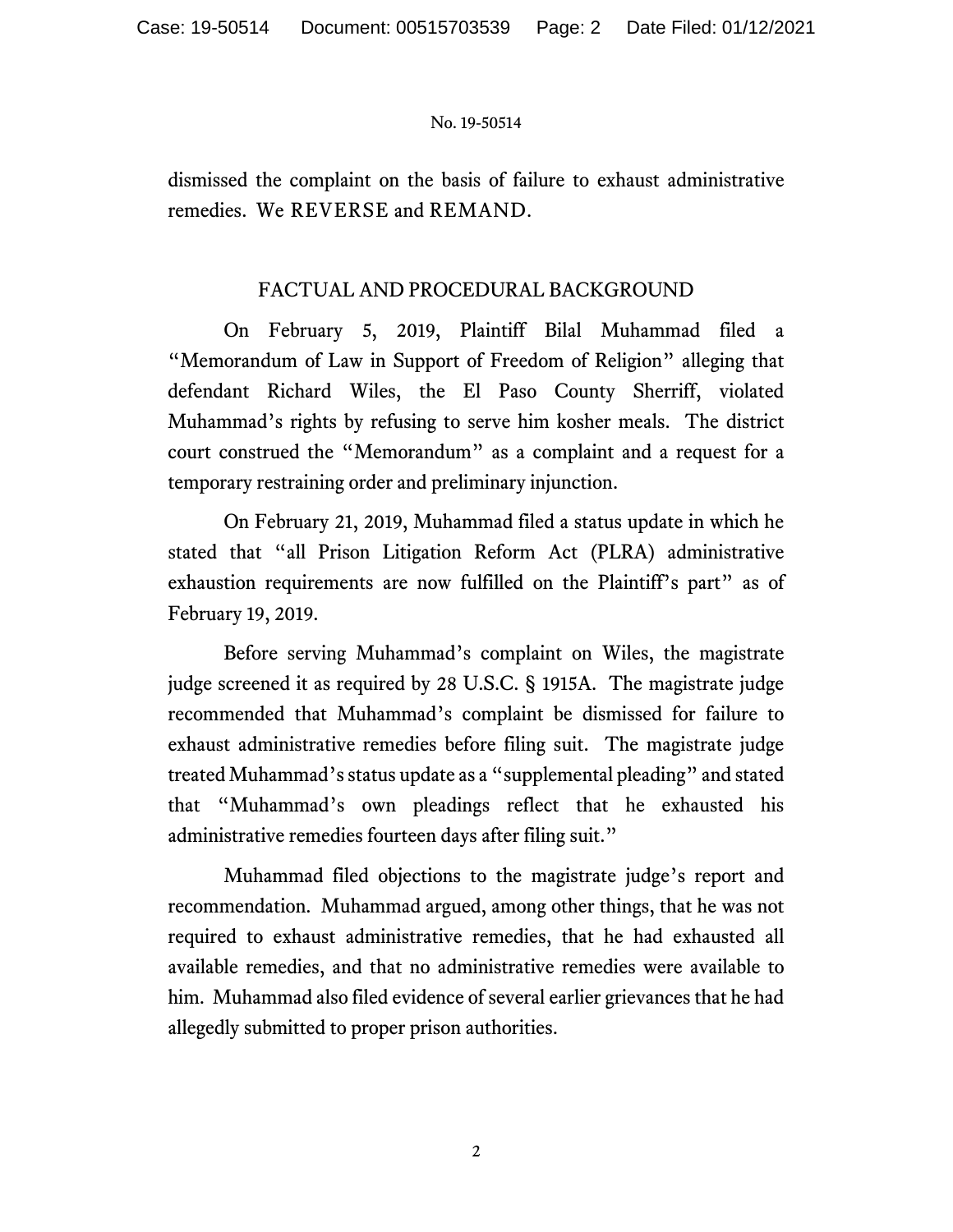dismissed the complaint on the basis of failure to exhaust administrative remedies. We REVERSE and REMAND.

## FACTUAL AND PROCEDURAL BACKGROUND

On February 5, 2019, Plaintiff Bilal Muhammad filed a "Memorandum of Law in Support of Freedom of Religion" alleging that defendant Richard Wiles, the El Paso County Sherriff, violated Muhammad's rights by refusing to serve him kosher meals. The district court construed the "Memorandum" as a complaint and a request for a temporary restraining order and preliminary injunction.

On February 21, 2019, Muhammad filed a status update in which he stated that "all Prison Litigation Reform Act (PLRA) administrative exhaustion requirements are now fulfilled on the Plaintiff's part" as of February 19, 2019.

Before serving Muhammad's complaint on Wiles, the magistrate judge screened it as required by 28 U.S.C. § 1915A. The magistrate judge recommended that Muhammad's complaint be dismissed for failure to exhaust administrative remedies before filing suit. The magistrate judge treated Muhammad's status update as a "supplemental pleading" and stated that "Muhammad's own pleadings reflect that he exhausted his administrative remedies fourteen days after filing suit."

Muhammad filed objections to the magistrate judge's report and recommendation. Muhammad argued, among other things, that he was not required to exhaust administrative remedies, that he had exhausted all available remedies, and that no administrative remedies were available to him. Muhammad also filed evidence of several earlier grievances that he had allegedly submitted to proper prison authorities.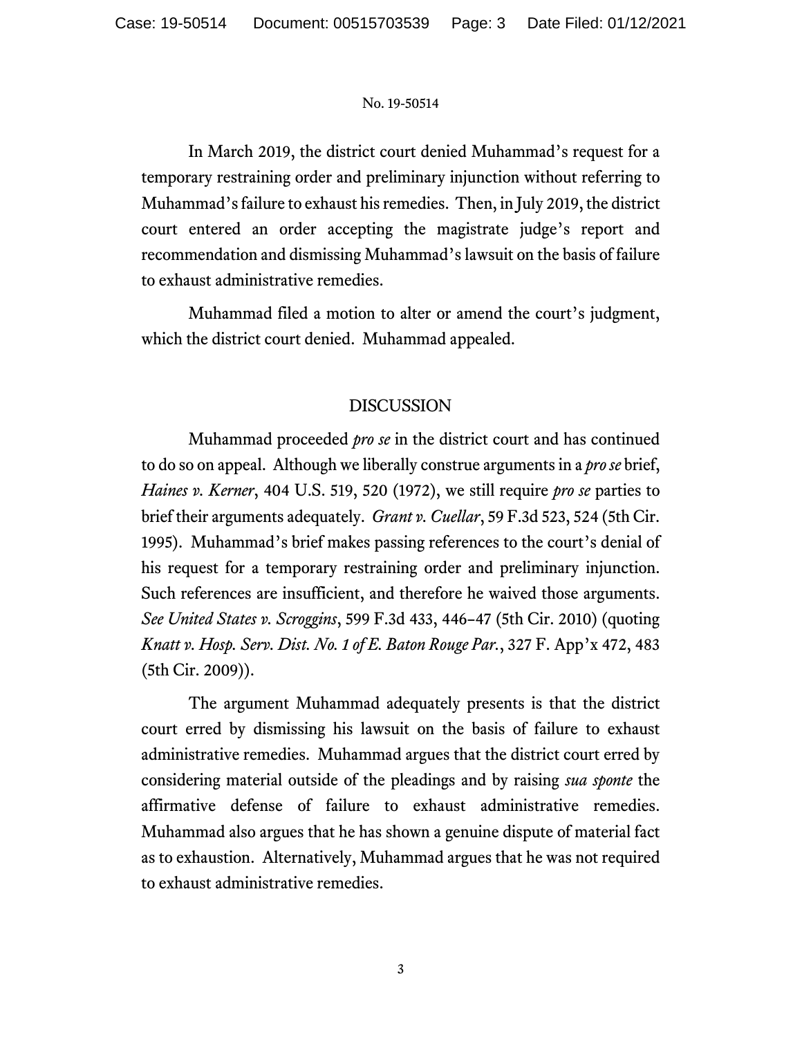In March 2019, the district court denied Muhammad's request for a temporary restraining order and preliminary injunction without referring to Muhammad's failure to exhaust his remedies. Then, in July 2019, the district court entered an order accepting the magistrate judge's report and recommendation and dismissing Muhammad's lawsuit on the basis of failure to exhaust administrative remedies.

Muhammad filed a motion to alter or amend the court's judgment, which the district court denied. Muhammad appealed.

## DISCUSSION

Muhammad proceeded *pro se* in the district court and has continued to do so on appeal. Although we liberally construe arguments in a *pro se* brief, *Haines v. Kerner*, 404 U.S. 519, 520 (1972), we still require *pro se* parties to brief their arguments adequately. *Grant v. Cuellar*, 59 F.3d 523, 524 (5th Cir. 1995). Muhammad's brief makes passing references to the court's denial of his request for a temporary restraining order and preliminary injunction. Such references are insufficient, and therefore he waived those arguments. *See United States v. Scroggins*, 599 F.3d 433, 446–47 (5th Cir. 2010) (quoting *Knatt v. Hosp. Serv. Dist. No. 1 of E. Baton Rouge Par.*, 327 F. App'x 472, 483 (5th Cir. 2009)).

The argument Muhammad adequately presents is that the district court erred by dismissing his lawsuit on the basis of failure to exhaust administrative remedies. Muhammad argues that the district court erred by considering material outside of the pleadings and by raising *sua sponte* the affirmative defense of failure to exhaust administrative remedies. Muhammad also argues that he has shown a genuine dispute of material fact as to exhaustion. Alternatively, Muhammad argues that he was not required to exhaust administrative remedies.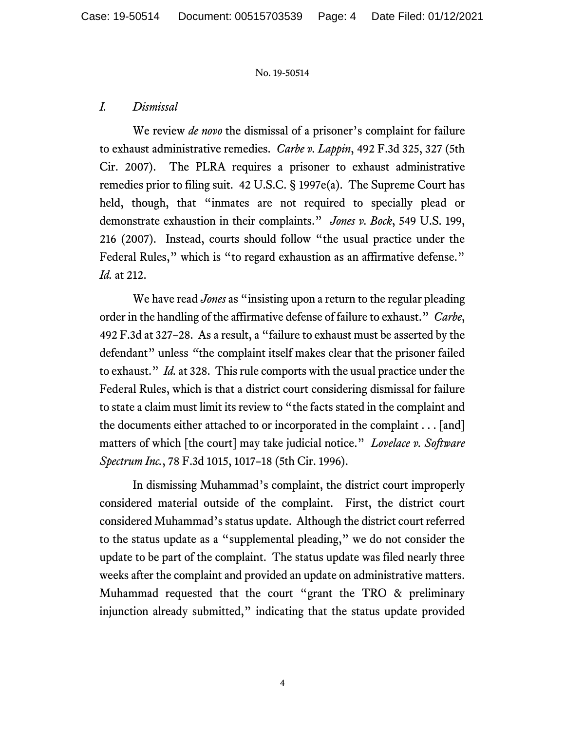## *I. Dismissal*

We review *de novo* the dismissal of a prisoner's complaint for failure to exhaust administrative remedies. *Carbe v. Lappin*, 492 F.3d 325, 327 (5th Cir. 2007). The PLRA requires a prisoner to exhaust administrative remedies prior to filing suit. 42 U.S.C. § 1997e(a). The Supreme Court has held, though, that "inmates are not required to specially plead or demonstrate exhaustion in their complaints." *Jones v. Bock*, 549 U.S. 199, 216 (2007). Instead, courts should follow "the usual practice under the Federal Rules," which is "to regard exhaustion as an affirmative defense." *Id.* at 212.

We have read *Jones* as "insisting upon a return to the regular pleading order in the handling of the affirmative defense of failure to exhaust." *Carbe*, 492 F.3d at 327–28. As a result, a "failure to exhaust must be asserted by the defendant" unless "the complaint itself makes clear that the prisoner failed to exhaust." *Id.* at 328. This rule comports with the usual practice under the Federal Rules, which is that a district court considering dismissal for failure to state a claim must limit its review to "the facts stated in the complaint and the documents either attached to or incorporated in the complaint . . . [and] matters of which [the court] may take judicial notice." *Lovelace v. Software Spectrum Inc.*, 78 F.3d 1015, 1017–18 (5th Cir. 1996).

In dismissing Muhammad's complaint, the district court improperly considered material outside of the complaint. First, the district court considered Muhammad's status update. Although the district court referred to the status update as a "supplemental pleading," we do not consider the update to be part of the complaint. The status update was filed nearly three weeks after the complaint and provided an update on administrative matters. Muhammad requested that the court "grant the TRO & preliminary injunction already submitted," indicating that the status update provided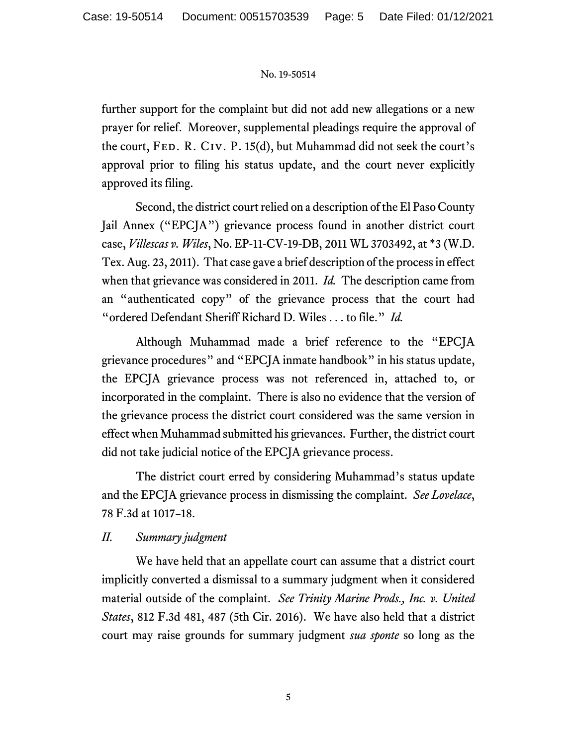further support for the complaint but did not add new allegations or a new prayer for relief. Moreover, supplemental pleadings require the approval of the court, FED. R. CIV. P. 15(d), but Muhammad did not seek the court's approval prior to filing his status update, and the court never explicitly approved its filing.

Second, the district court relied on a description of the El Paso County Jail Annex ("EPCJA") grievance process found in another district court case, *Villescas v. Wiles*, No. EP-11-CV-19-DB, 2011 WL 3703492, at *3 (W.D. Tex. Aug. 23, 2011). That case gave a brief description of the process in effect when that grievance was considered in 2011. *Id.* The description came from an "authenticated copy" of the grievance process that the court had "ordered Defendant Sheriff Richard D. Wiles . . . to file." *Id.*

Although Muhammad made a brief reference to the "EPCJA grievance procedures" and "EPCJA inmate handbook" in his status update, the EPCJA grievance process was not referenced in, attached to, or incorporated in the complaint. There is also no evidence that the version of the grievance process the district court considered was the same version in effect when Muhammad submitted his grievances. Further, the district court did not take judicial notice of the EPCJA grievance process.

The district court erred by considering Muhammad's status update and the EPCJA grievance process in dismissing the complaint. *See Lovelace*, 78 F.3d at 1017–18.

## *II. Summary judgment*

We have held that an appellate court can assume that a district court implicitly converted a dismissal to a summary judgment when it considered material outside of the complaint. *See Trinity Marine Prods., Inc. v. United States*, 812 F.3d 481, 487 (5th Cir. 2016). We have also held that a district court may raise grounds for summary judgment *sua sponte* so long as the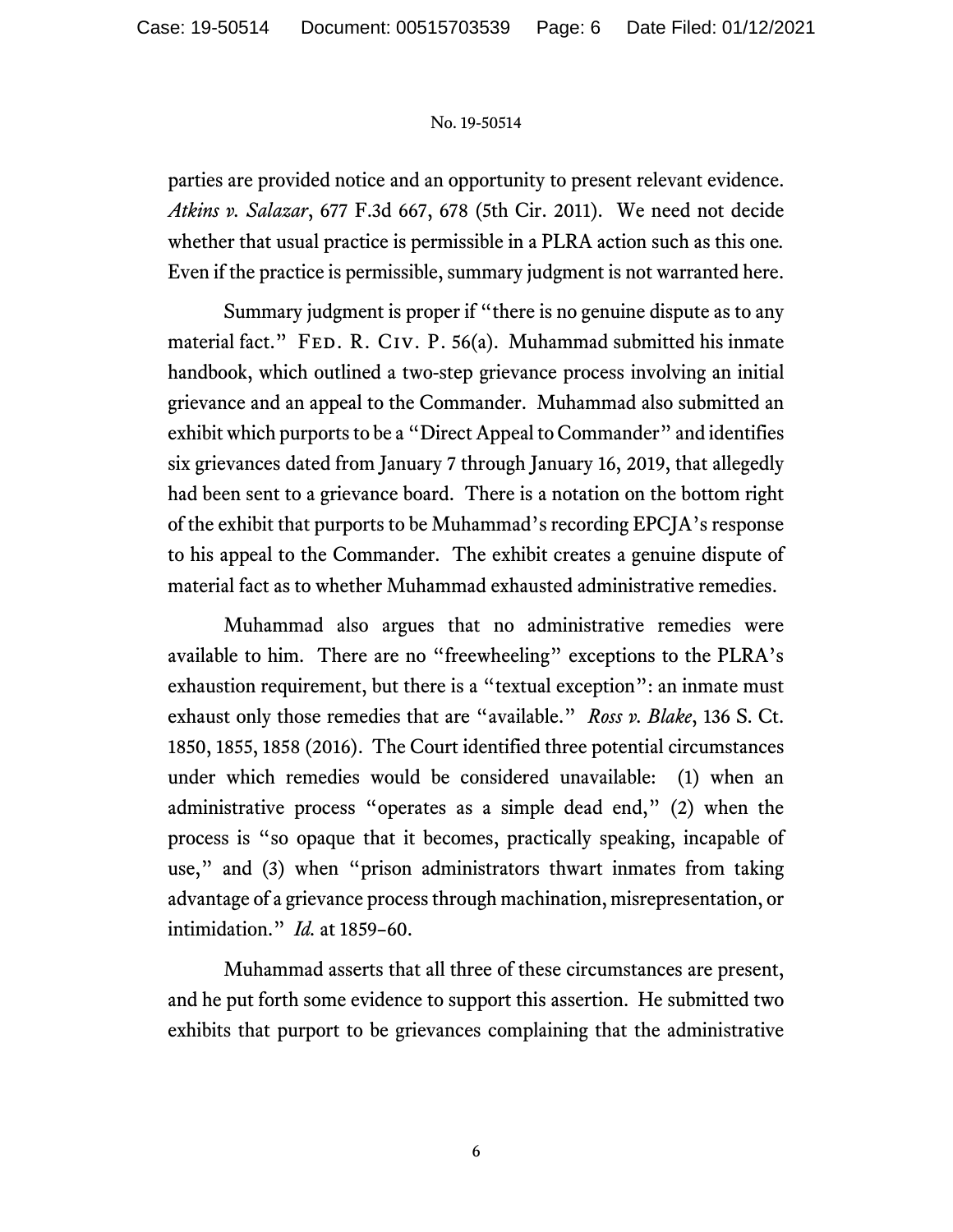parties are provided notice and an opportunity to present relevant evidence. *Atkins v. Salazar*, 677 F.3d 667, 678 (5th Cir. 2011). We need not decide whether that usual practice is permissible in a PLRA action such as this one. Even if the practice is permissible, summary judgment is not warranted here.

Summary judgment is proper if "there is no genuine dispute as to any material fact." FED. R. CIV. P. 56(a). Muhammad submitted his inmate handbook, which outlined a two-step grievance process involving an initial grievance and an appeal to the Commander. Muhammad also submitted an exhibit which purports to be a "Direct Appeal to Commander" and identifies six grievances dated from January 7 through January 16, 2019, that allegedly had been sent to a grievance board. There is a notation on the bottom right of the exhibit that purports to be Muhammad's recording EPCJA's response to his appeal to the Commander. The exhibit creates a genuine dispute of material fact as to whether Muhammad exhausted administrative remedies.

Muhammad also argues that no administrative remedies were available to him. There are no "freewheeling" exceptions to the PLRA's exhaustion requirement, but there is a "textual exception": an inmate must exhaust only those remedies that are "available." *Ross v. Blake*, 136 S. Ct. 1850, 1855, 1858 (2016). The Court identified three potential circumstances under which remedies would be considered unavailable: (1) when an administrative process "operates as a simple dead end," (2) when the process is "so opaque that it becomes, practically speaking, incapable of use," and (3) when "prison administrators thwart inmates from taking advantage of a grievance process through machination, misrepresentation, or intimidation." *Id.* at 1859–60.

Muhammad asserts that all three of these circumstances are present, and he put forth some evidence to support this assertion. He submitted two exhibits that purport to be grievances complaining that the administrative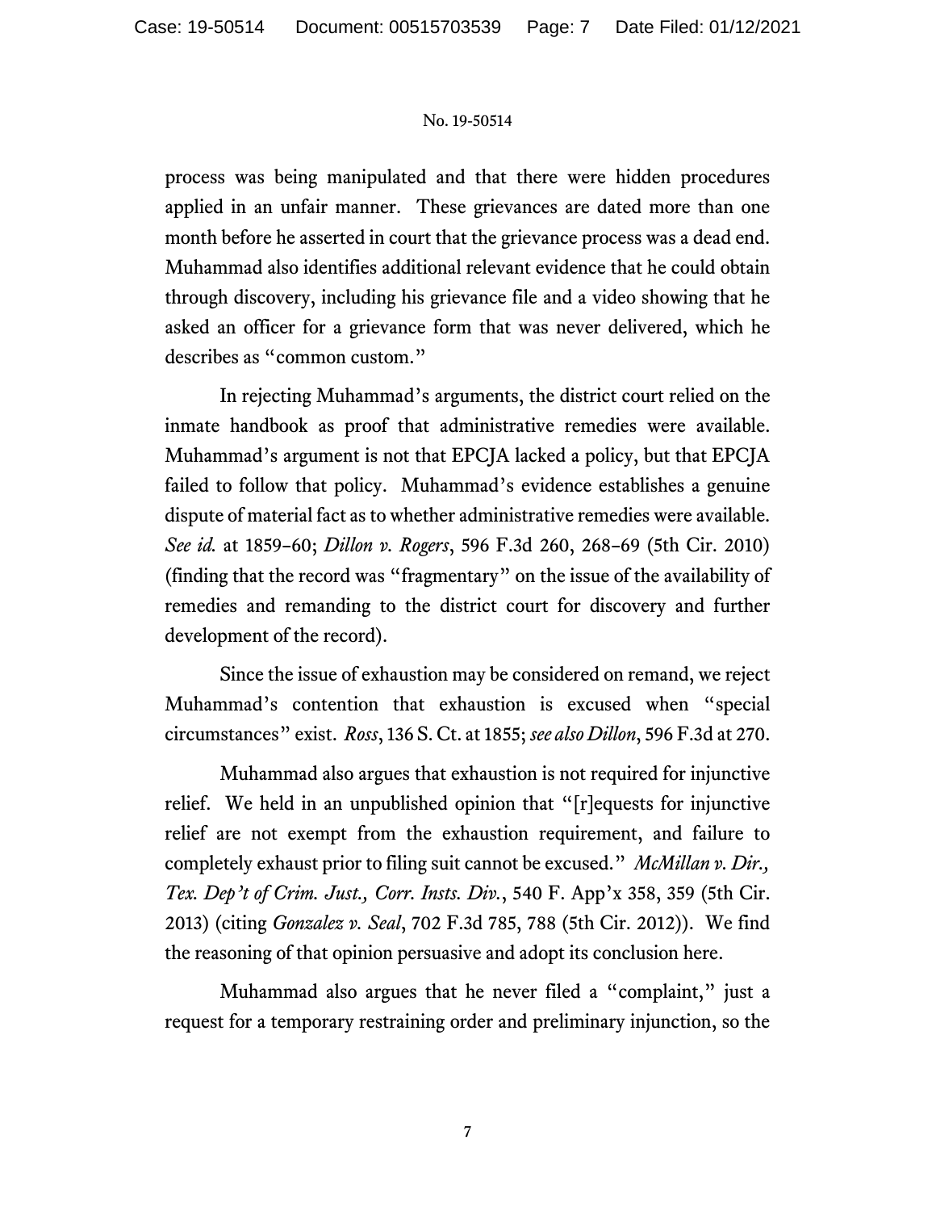process was being manipulated and that there were hidden procedures applied in an unfair manner. These grievances are dated more than one month before he asserted in court that the grievance process was a dead end. Muhammad also identifies additional relevant evidence that he could obtain through discovery, including his grievance file and a video showing that he asked an officer for a grievance form that was never delivered, which he describes as "common custom."

In rejecting Muhammad's arguments, the district court relied on the inmate handbook as proof that administrative remedies were available. Muhammad's argument is not that EPCJA lacked a policy, but that EPCJA failed to follow that policy. Muhammad's evidence establishes a genuine dispute of material fact as to whether administrative remedies were available. *See id.* at 1859–60; *Dillon v. Rogers*, 596 F.3d 260, 268–69 (5th Cir. 2010) (finding that the record was "fragmentary" on the issue of the availability of remedies and remanding to the district court for discovery and further development of the record).

Since the issue of exhaustion may be considered on remand, we reject Muhammad's contention that exhaustion is excused when "special circumstances" exist. *Ross*, 136 S. Ct. at 1855; *see also Dillon*, 596 F.3d at 270.

Muhammad also argues that exhaustion is not required for injunctive relief. We held in an unpublished opinion that "[r]equests for injunctive relief are not exempt from the exhaustion requirement, and failure to completely exhaust prior to filing suit cannot be excused." *McMillan v. Dir., Tex. Dep't of Crim. Just., Corr. Insts. Div.*, 540 F. App'x 358, 359 (5th Cir. 2013) (citing *Gonzalez v. Seal*, 702 F.3d 785, 788 (5th Cir. 2012)). We find the reasoning of that opinion persuasive and adopt its conclusion here.

Muhammad also argues that he never filed a "complaint," just a request for a temporary restraining order and preliminary injunction, so the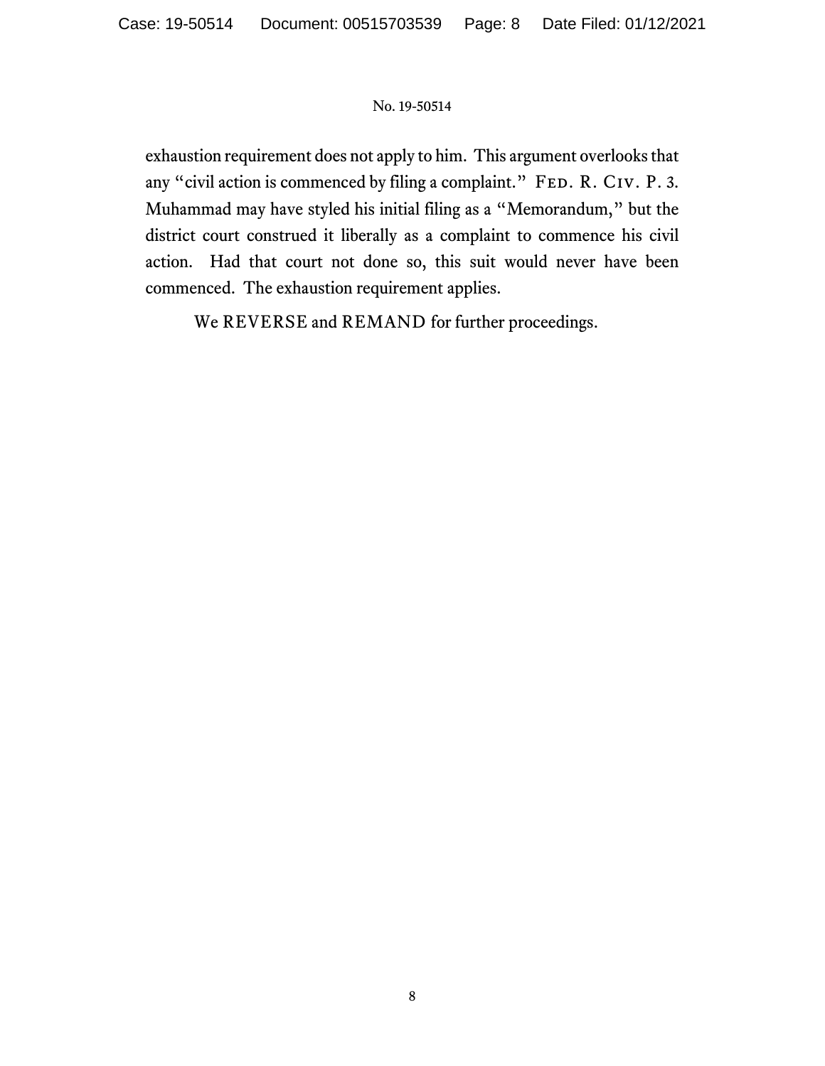exhaustion requirement does not apply to him. This argument overlooks that any "civil action is commenced by filing a complaint." FED. R. CIV. P. 3. Muhammad may have styled his initial filing as a "Memorandum," but the district court construed it liberally as a complaint to commence his civil action. Had that court not done so, this suit would never have been commenced. The exhaustion requirement applies.

We REVERSE and REMAND for further proceedings.